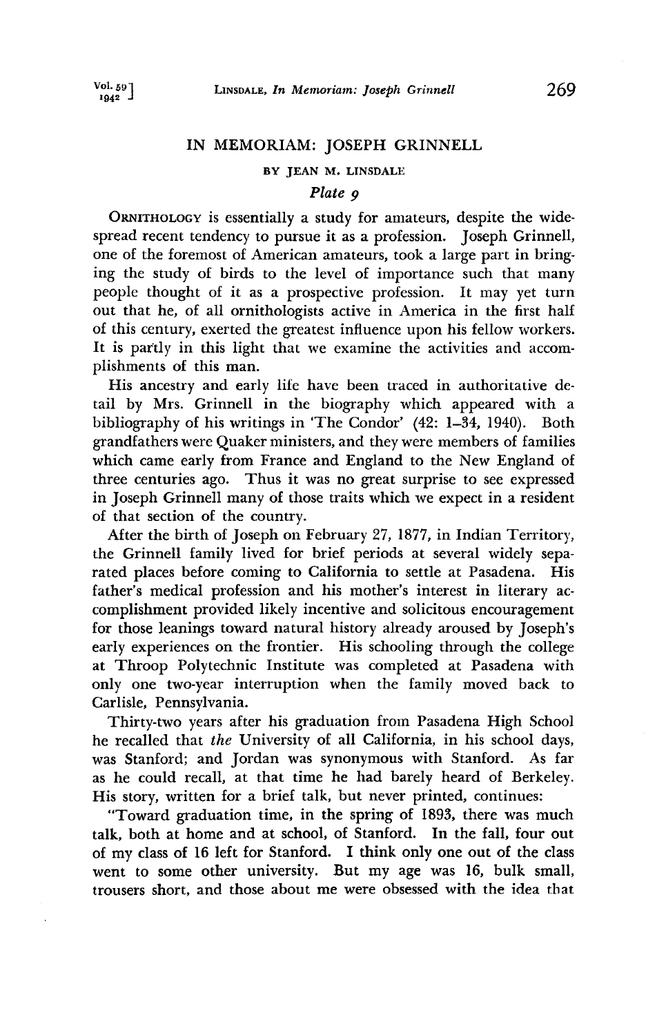# IN MEMORIAM: JOSEPH GRINNELL

BY JEAN M. LINSDALE

*Plate 9*

ORNITHOLOGY is essentially a study for amateurs, despite the widespread recent tendency to pursue it as a profession. Joseph Grinnell, one of the foremost of American amateurs, took a large part in bringing the study of birds to the level of importance such that many people thought of it as a prospective profession. It may yet turn out that he, of all ornithologists active in America in the first half of this century, exerted the greatest influence upon his fellow workers. It is partly in this light that we examine the activities and accomplishments of this man.

His ancestry and early life have been traced in authoritative detail by Mrs. Grinnell in the biography which appeared with a bibliography of his writings in 'The Condor' (42: 1–34, 1940). Both grandfathers were Quaker ministers, and they were members of families which came early from France and England to the New England of three centuries ago. Thus it was no great surprise to see expressed in Joseph Grinnell many of those traits which we expect in a resident of that section of the country.

After the birth of Joseph on February 27, 1877, in Indian Territory, the Grinnell family lived for brief periods at several widely separated places before coming to California to settle at Pasadena. His father's medical profession and his mother's interest in literary accomplishment provided likely incentive and solicitous encouragement for those leanings toward natural history already aroused by Joseph's early experiences on the frontier. His schooling through the college at Throop Polytechnic Institute was completed at Pasadena with only one two-year interruption when the family moved back to Carlisle, Pennsylvania.

Thirty-two years after his graduation from Pasadena High School he recalled that *the* University of all California, in his school days, was Stanford; and Jordan was synonymous with Stanford. As far as he could recall, at that time he had barely heard of Berkeley. His story, written for a brief talk, but never printed, continues:

"Toward graduation time, in the spring of 1893, there was much talk, both at home and at school, of Stanford. In the fall, four out of my class of 16 left for Stanford. I think only one out of the class went to some other university. But my age was 16, bulk small, trousers short, and those about me were obsessed with the idea that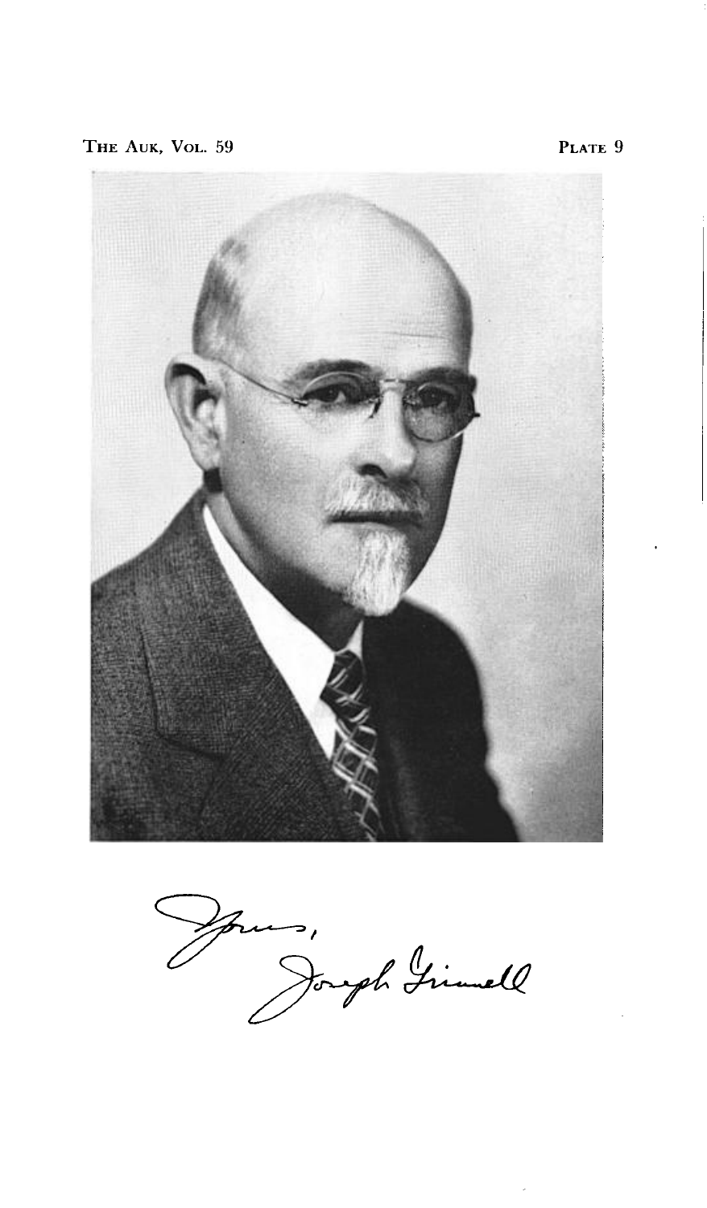Yours,
Joseph Grinnell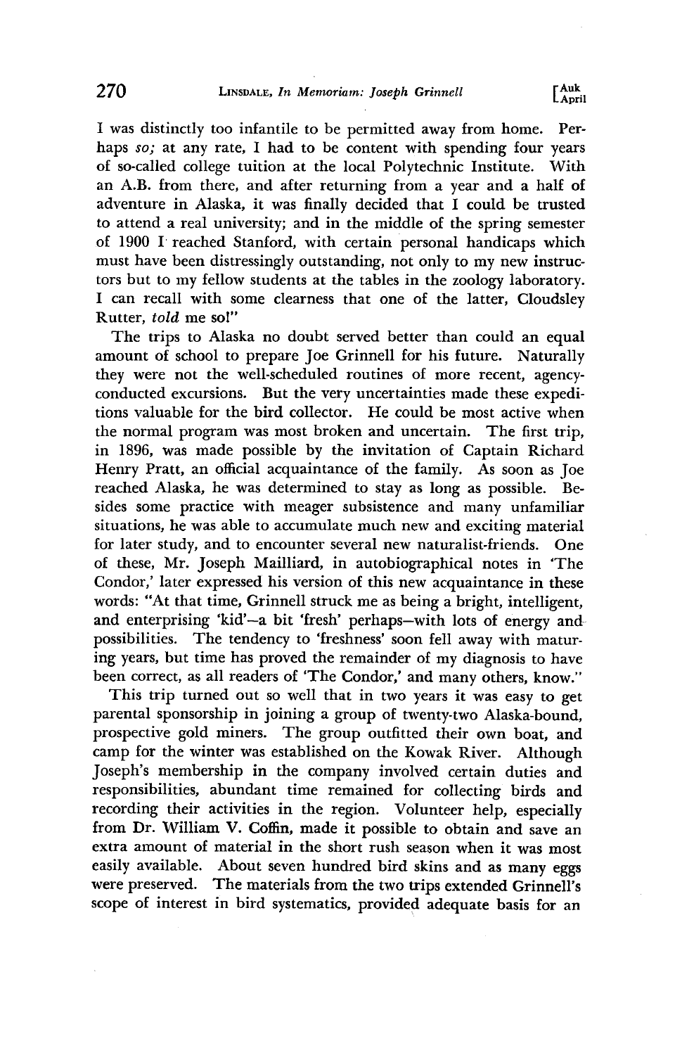I was distinctly too infantile to be permitted away from home. Perhaps *so;* at any rate, I had to be content with spending four years of so-called college tuition at the local Polytechnic Institute. With an A.B. from there, and after returning from a year and a half of adventure in Alaska, it was finally decided that I could be trusted to attend a real university; and in the middle of the spring semester of 1900 I reached Stanford, with certain personal handicaps which must have been distressingly outstanding, not only to my new instructors but to my fellow students at the tables in the zoology laboratory. I can recall with some clearness that one of the latter, Cloudsley Rutter, *told* me so!"

The trips to Alaska no doubt served better than could an equal amount of school to prepare Joe Grinnell for his future. Naturally they were not the well-scheduled routines of more recent, agency-conducted excursions. But the very uncertainties made these expeditions valuable for the bird collector. He could be most active when the normal program was most broken and uncertain. The first trip, in 1896, was made possible by the invitation of Captain Richard Henry Pratt, an official acquaintance of the family. As soon as Joe reached Alaska, he was determined to stay as long as possible. Besides some practice with meager subsistence and many unfamiliar situations, he was able to accumulate much new and exciting material for later study, and to encounter several new naturalist-friends. One of these, Mr. Joseph Mailliard, in autobiographical notes in 'The Condor,' later expressed his version of this new acquaintance in these words: "At that time, Grinnell struck me as being a bright, intelligent, and enterprising 'kid'—a bit 'fresh' perhaps—with lots of energy and possibilities. The tendency to 'freshness' soon fell away with maturing years, but time has proved the remainder of my diagnosis to have been correct, as all readers of 'The Condor,' and many others, know."

This trip turned out so well that in two years it was easy to get parental sponsorship in joining a group of twenty-two Alaska-bound, prospective gold miners. The group outfitted their own boat, and camp for the winter was established on the Kowak River. Although Joseph's membership in the company involved certain duties and responsibilities, abundant time remained for collecting birds and recording their activities in the region. Volunteer help, especially from Dr. William V. Coffin, made it possible to obtain and save an extra amount of material in the short rush season when it was most easily available. About seven hundred bird skins and as many eggs were preserved. The materials from the two trips extended Grinnell's scope of interest in bird systematics, provided adequate basis for an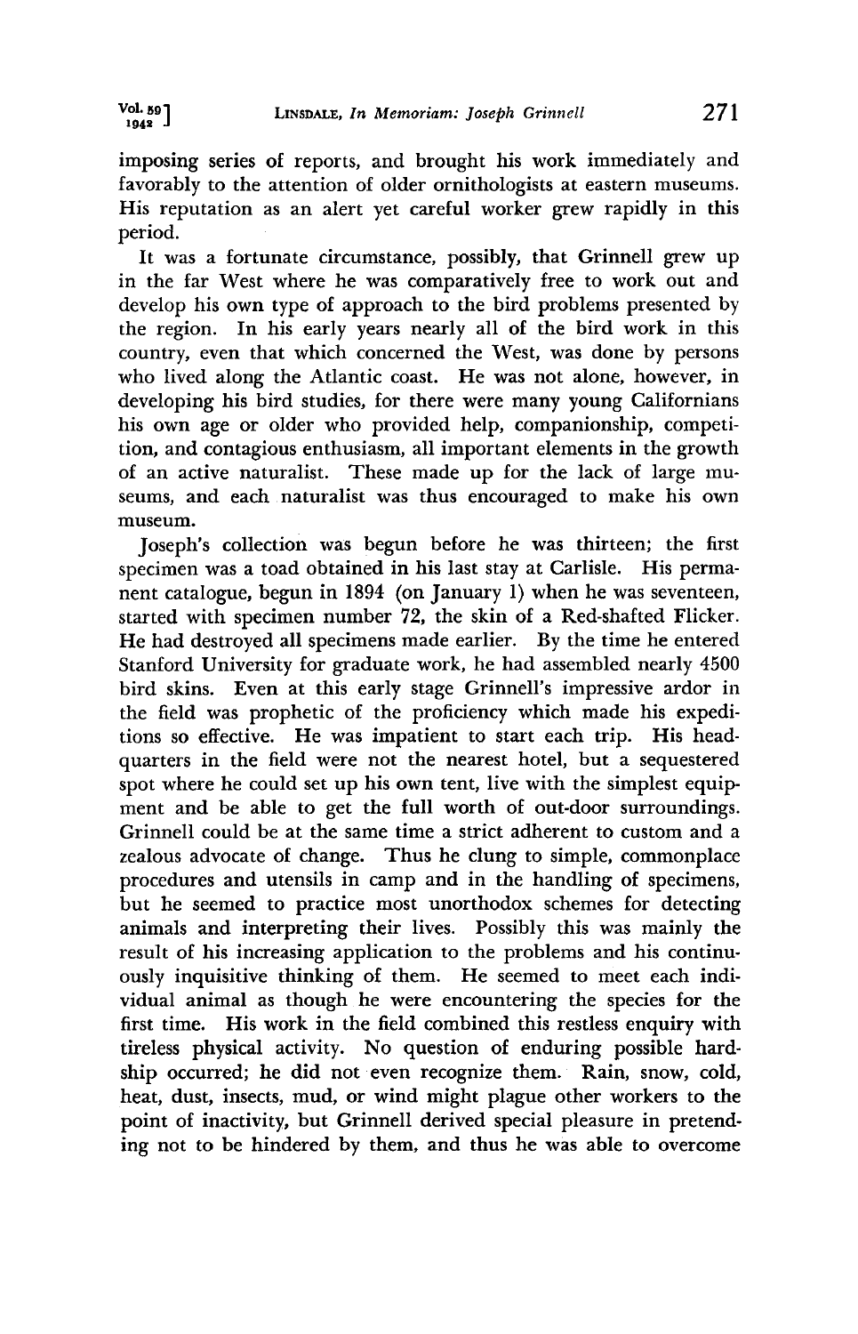imposing series of reports, and brought his work immediately and favorably to the attention of older ornithologists at eastern museums. His reputation as an alert yet careful worker grew rapidly in this period.

It was a fortunate circumstance, possibly, that Grinnell grew up in the far West where he was comparatively free to work out and develop his own type of approach to the bird problems presented by the region. In his early years nearly all of the bird work in this country, even that which concerned the West, was done by persons who lived along the Atlantic coast. He was not alone, however, in developing his bird studies, for there were many young Californians his own age or older who provided help, companionship, competition, and contagious enthusiasm, all important elements in the growth of an active naturalist. These made up for the lack of large museums, and each naturalist was thus encouraged to make his own museum.

Joseph's collection was begun before he was thirteen; the first specimen was a toad obtained in his last stay at Carlisle. His permanent catalogue, begun in 1894 (on January 1) when he was seventeen, started with specimen number 72, the skin of a Red-shafted Flicker. He had destroyed all specimens made earlier. By the time he entered Stanford University for graduate work, he had assembled nearly 4500 bird skins. Even at this early stage Grinnell's impressive ardor in the field was prophetic of the proficiency which made his expeditions so effective. He was impatient to start each trip. His headquarters in the field were not the nearest hotel, but a sequestered spot where he could set up his own tent, live with the simplest equipment and be able to get the full worth of out-door surroundings. Grinnell could be at the same time a strict adherent to custom and a zealous advocate of change. Thus he clung to simple, commonplace procedures and utensils in camp and in the handling of specimens, but he seemed to practice most unorthodox schemes for detecting animals and interpreting their lives. Possibly this was mainly the result of his increasing application to the problems and his continuously inquisitive thinking of them. He seemed to meet each individual animal as though he were encountering the species for the first time. His work in the field combined this restless enquiry with tireless physical activity. No question of enduring possible hardship occurred; he did not even recognize them. Rain, snow, cold, heat, dust, insects, mud, or wind might plague other workers to the point of inactivity, but Grinnell derived special pleasure in pretending not to be hindered by them, and thus he was able to overcome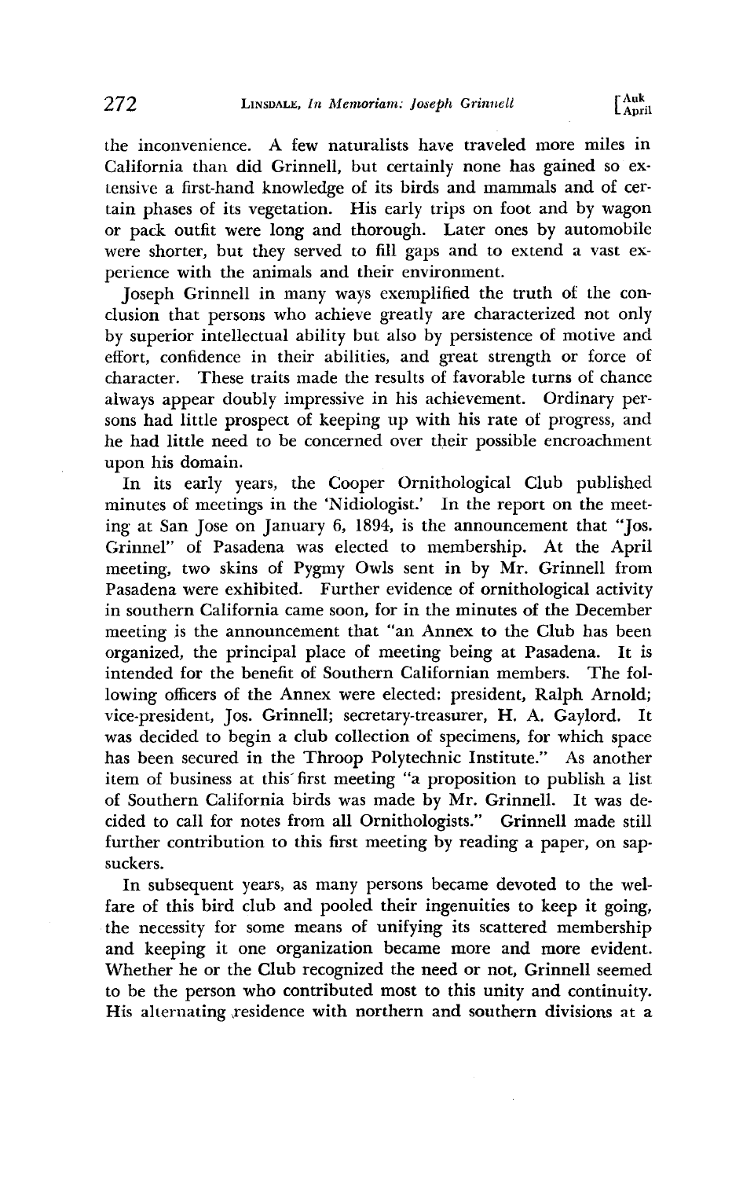the inconvenience. A few naturalists have traveled more miles in California than did Grinnell, but certainly none has gained so extensive a first-hand knowledge of its birds and mammals and of certain phases of its vegetation. His early trips on foot and by wagon or pack outfit were long and thorough. Later ones by automobile were shorter, but they served to fill gaps and to extend a vast experience with the animals and their environment.

Joseph Grinnell in many ways exemplified the truth of the conclusion that persons who achieve greatly are characterized not only by superior intellectual ability but also by persistence of motive and effort, confidence in their abilities, and great strength or force of character. These traits made the results of favorable turns of chance always appear doubly impressive in his achievement. Ordinary persons had little prospect of keeping up with his rate of progress, and he had little need to be concerned over their possible encroachment upon his domain.

In its early years, the Cooper Ornithological Club published minutes of meetings in the 'Nidiologist.' In the report on the meeting at San Jose on January 6, 1894, is the announcement that "Jos. Grinnel" of Pasadena was elected to membership. At the April meeting, two skins of Pygmy Owls sent in by Mr. Grinnell from Pasadena were exhibited. Further evidence of ornithological activity in southern California came soon, for in the minutes of the December meeting is the announcement that "an Annex to the Club has been organized, the principal place of meeting being at Pasadena. It is intended for the benefit of Southern Californian members. The following officers of the Annex were elected: president, Ralph Arnold; vice-president, Jos. Grinnell; secretary-treasurer, H. A. Gaylord. It was decided to begin a club collection of specimens, for which space has been secured in the Throop Polytechnic Institute." As another item of business at this first meeting "a proposition to publish a list of Southern California birds was made by Mr. Grinnell. It was decided to call for notes from all Ornithologists." Grinnell made still further contribution to this first meeting by reading a paper, on sapsuckers.

In subsequent years, as many persons became devoted to the welfare of this bird club and pooled their ingenuities to keep it going, the necessity for some means of unifying its scattered membership and keeping it one organization became more and more evident. Whether he or the Club recognized the need or not, Grinnell seemed to be the person who contributed most to this unity and continuity. His alternating residence with northern and southern divisions at a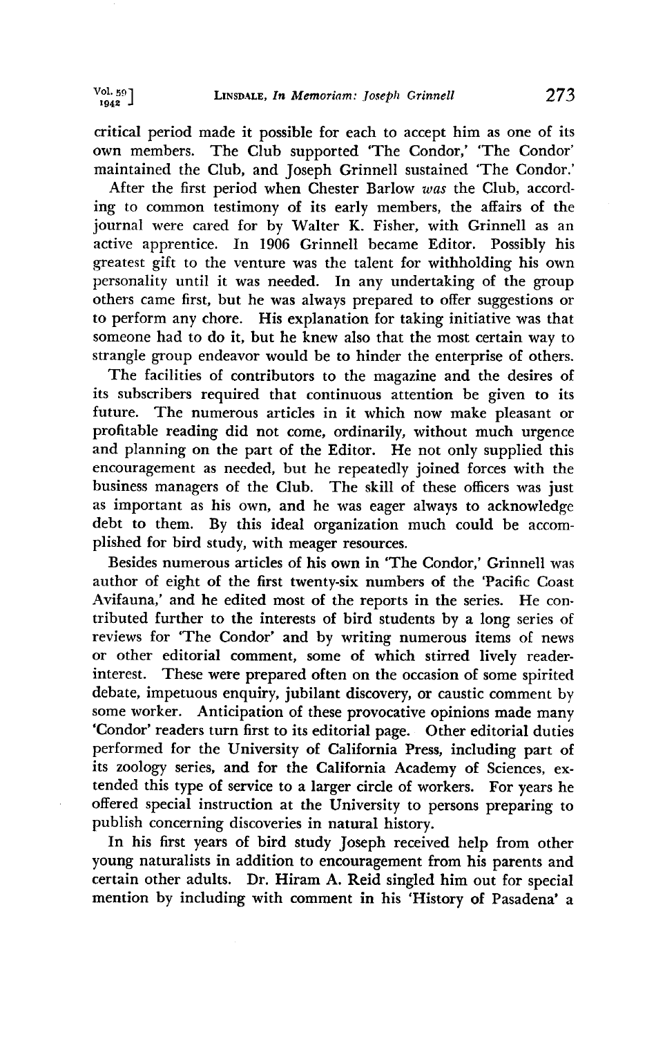critical period made it possible for each to accept him as one of its own members. The Club supported 'The Condor,' 'The Condor' maintained the Club, and Joseph Grinnell sustained 'The Condor.'

After the first period when Chester Barlow *was* the Club, according to common testimony of its early members, the affairs of the journal were cared for by Walter K. Fisher, with Grinnell as an active apprentice. In 1906 Grinnell became Editor. Possibly his greatest gift to the venture was the talent for withholding his own personality until it was needed. In any undertaking of the group others came first, but he was always prepared to offer suggestions or to perform any chore. His explanation for taking initiative was that someone had to do it, but he knew also that the most certain way to strangle group endeavor would be to hinder the enterprise of others.

The facilities of contributors to the magazine and the desires of its subscribers required that continuous attention be given to its future. The numerous articles in it which now make pleasant or profitable reading did not come, ordinarily, without much urgence and planning on the part of the Editor. He not only supplied this encouragement as needed, but he repeatedly joined forces with the business managers of the Club. The skill of these officers was just as important as his own, and he was eager always to acknowledge debt to them. By this ideal organization much could be accomplished for bird study, with meager resources.

Besides numerous articles of his own in 'The Condor,' Grinnell was author of eight of the first twenty-six numbers of the 'Pacific Coast Avifauna,' and he edited most of the reports in the series. He contributed further to the interests of bird students by a long series of reviews for 'The Condor' and by writing numerous items of news or other editorial comment, some of which stirred lively reader-interest. These were prepared often on the occasion of some spirited debate, impetuous enquiry, jubilant discovery, or caustic comment by some worker. Anticipation of these provocative opinions made many 'Condor' readers turn first to its editorial page. Other editorial duties performed for the University of California Press, including part of its zoology series, and for the California Academy of Sciences, extended this type of service to a larger circle of workers. For years he offered special instruction at the University to persons preparing to publish concerning discoveries in natural history.

In his first years of bird study Joseph received help from other young naturalists in addition to encouragement from his parents and certain other adults. Dr. Hiram A. Reid singled him out for special mention by including with comment in his 'History of Pasadena' a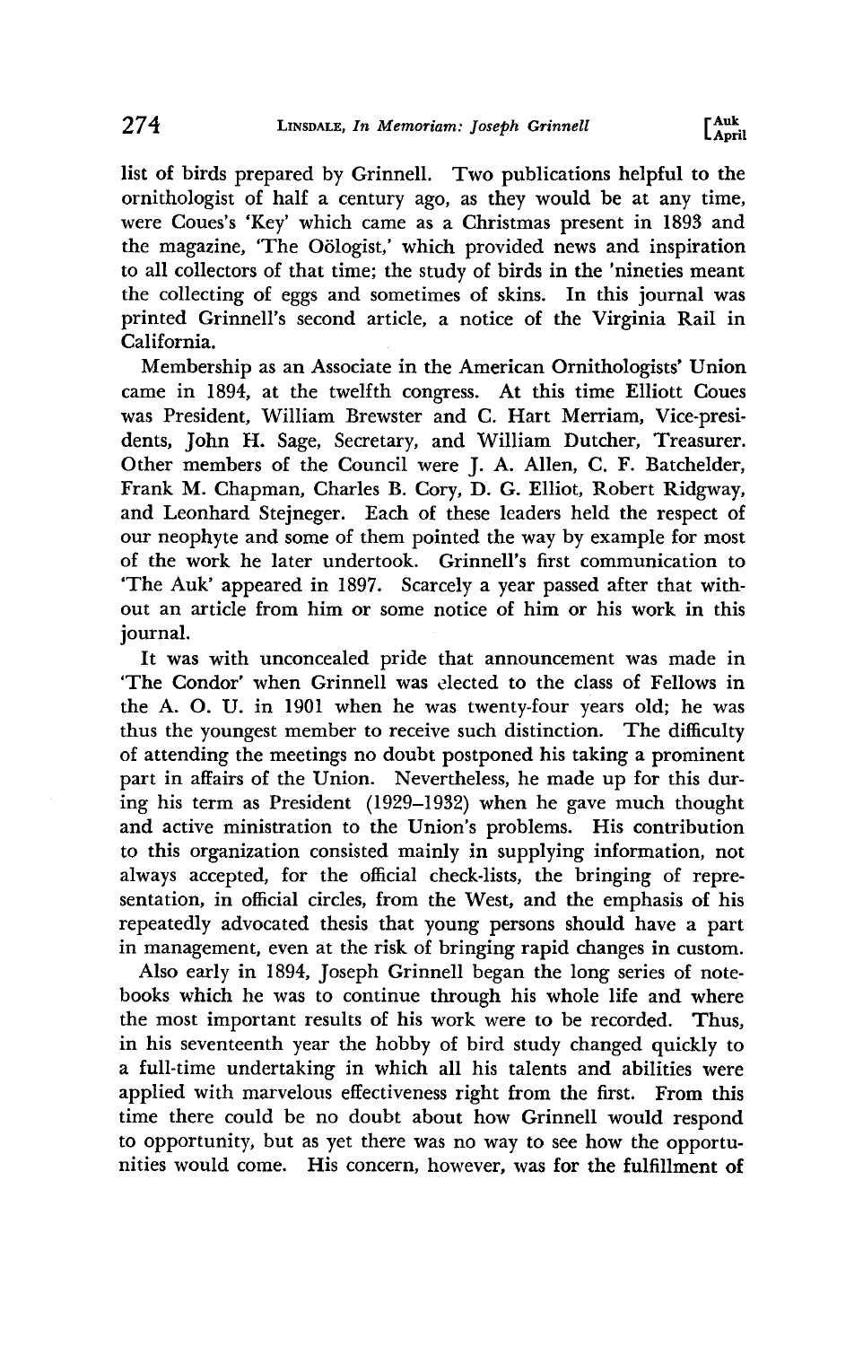list of birds prepared by Grinnell. Two publications helpful to the ornithologist of half a century ago, as they would be at any time, were Coues's 'Key' which came as a Christmas present in 1893 and the magazine, 'The Oölogist,' which provided news and inspiration to all collectors of that time; the study of birds in the 'nineties meant the collecting of eggs and sometimes of skins. In this journal was printed Grinnell's second article, a notice of the Virginia Rail in California.

Membership as an Associate in the American Ornithologists' Union came in 1894, at the twelfth congress. At this time Elliott Coues was President, William Brewster and C. Hart Merriam, Vice-presidents, John H. Sage, Secretary, and William Dutcher, Treasurer. Other members of the Council were J. A. Allen, C. F. Batchelder, Frank M. Chapman, Charles B. Cory, D. G. Elliot, Robert Ridgway, and Leonhard Stejneger. Each of these leaders held the respect of our neophyte and some of them pointed the way by example for most of the work he later undertook. Grinnell's first communication to 'The Auk' appeared in 1897. Scarcely a year passed after that without an article from him or some notice of him or his work in this journal.

It was with unconcealed pride that announcement was made in 'The Condor' when Grinnell was elected to the class of Fellows in the A. O. U. in 1901 when he was twenty-four years old; he was thus the youngest member to receive such distinction. The difficulty of attending the meetings no doubt postponed his taking a prominent part in affairs of the Union. Nevertheless, he made up for this during his term as President (1929–1932) when he gave much thought and active ministration to the Union's problems. His contribution to this organization consisted mainly in supplying information, not always accepted, for the official check-lists, the bringing of representation, in official circles, from the West, and the emphasis of his repeatedly advocated thesis that young persons should have a part in management, even at the risk of bringing rapid changes in custom.

Also early in 1894, Joseph Grinnell began the long series of notebooks which he was to continue through his whole life and where the most important results of his work were to be recorded. Thus, in his seventeenth year the hobby of bird study changed quickly to a full-time undertaking in which all his talents and abilities were applied with marvelous effectiveness right from the first. From this time there could be no doubt about how Grinnell would respond to opportunity, but as yet there was no way to see how the opportunities would come. His concern, however, was for the fulfillment of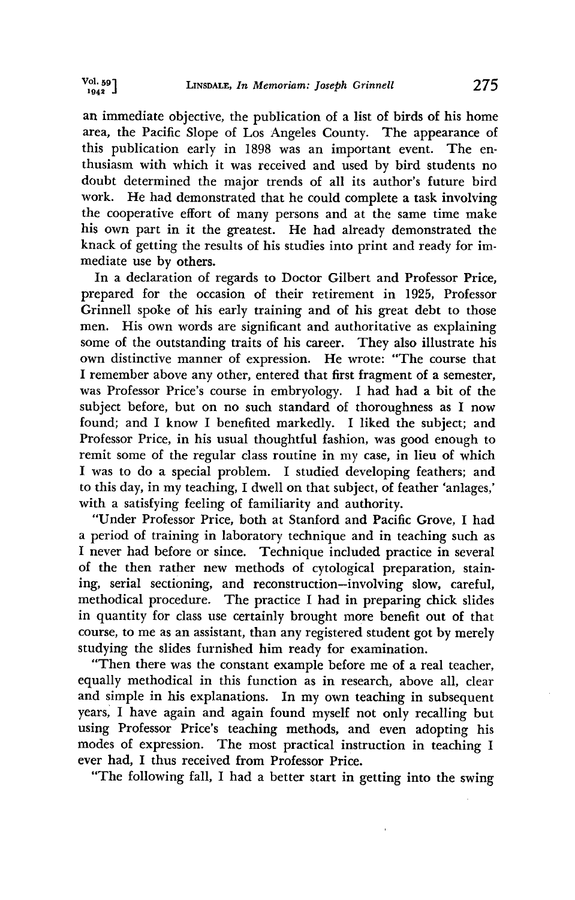an immediate objective, the publication of a list of birds of his home area, the Pacific Slope of Los Angeles County. The appearance of this publication early in 1898 was an important event. The enthusiasm with which it was received and used by bird students no doubt determined the major trends of all its author's future bird work. He had demonstrated that he could complete a task involving the cooperative effort of many persons and at the same time make his own part in it the greatest. He had already demonstrated the knack of getting the results of his studies into print and ready for immediate use by others.

In a declaration of regards to Doctor Gilbert and Professor Price, prepared for the occasion of their retirement in 1925, Professor Grinnell spoke of his early training and of his great debt to those men. His own words are significant and authoritative as explaining some of the outstanding traits of his career. They also illustrate his own distinctive manner of expression. He wrote: "The course that I remember above any other, entered that first fragment of a semester, was Professor Price's course in embryology. I had had a bit of the subject before, but on no such standard of thoroughness as I now found; and I know I benefited markedly. I liked the subject; and Professor Price, in his usual thoughtful fashion, was good enough to remit some of the regular class routine in my case, in lieu of which I was to do a special problem. I studied developing feathers; and to this day, in my teaching, I dwell on that subject, of feather 'anlages,' with a satisfying feeling of familiarity and authority.

"Under Professor Price, both at Stanford and Pacific Grove, I had a period of training in laboratory technique and in teaching such as I never had before or since. Technique included practice in several of the then rather new methods of cytological preparation, staining, serial sectioning, and reconstruction—involving slow, careful, methodical procedure. The practice I had in preparing chick slides in quantity for class use certainly brought more benefit out of that course, to me as an assistant, than any registered student got by merely studying the slides furnished him ready for examination.

"Then there was the constant example before me of a real teacher, equally methodical in this function as in research, above all, clear and simple in his explanations. In my own teaching in subsequent years, I have again and again found myself not only recalling but using Professor Price's teaching methods, and even adopting his modes of expression. The most practical instruction in teaching I ever had, I thus received from Professor Price.

"The following fall, I had a better start in getting into the swing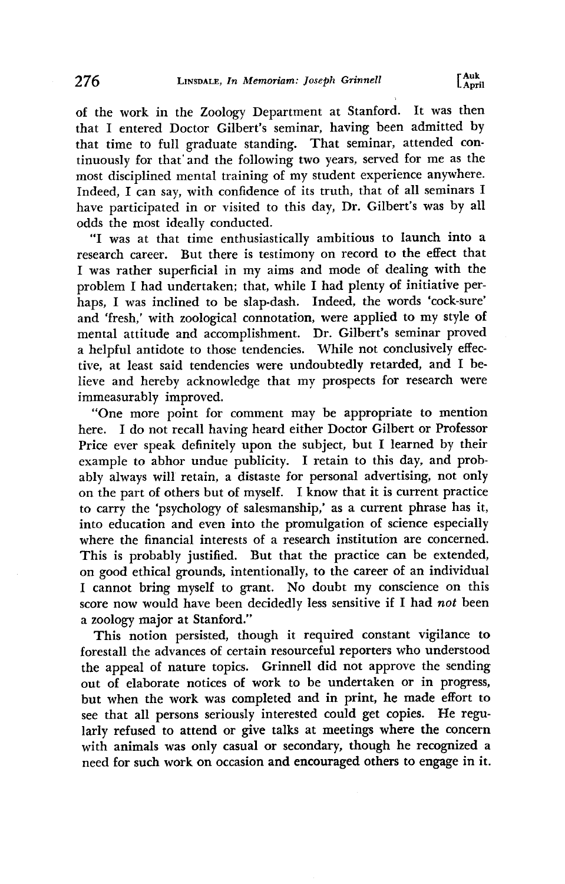of the work in the Zoology Department at Stanford. It was then that I entered Doctor Gilbert's seminar, having been admitted by that time to full graduate standing. That seminar, attended continuously for that and the following two years, served for me as the most disciplined mental training of my student experience anywhere. Indeed, I can say, with confidence of its truth, that of all seminars I have participated in or visited to this day, Dr. Gilbert's was by all odds the most ideally conducted.

"I was at that time enthusiastically ambitious to launch into a research career. But there is testimony on record to the effect that I was rather superficial in my aims and mode of dealing with the problem I had undertaken; that, while I had plenty of initiative perhaps, I was inclined to be slap-dash. Indeed, the words 'cock-sure' and 'fresh,' with zoological connotation, were applied to my style of mental attitude and accomplishment. Dr. Gilbert's seminar proved a helpful antidote to those tendencies. While not conclusively effective, at least said tendencies were undoubtedly retarded, and I believe and hereby acknowledge that my prospects for research were immeasurably improved.

"One more point for comment may be appropriate to mention here. I do not recall having heard either Doctor Gilbert or Professor Price ever speak definitely upon the subject, but I learned by their example to abhor undue publicity. I retain to this day, and probably always will retain, a distaste for personal advertising, not only on the part of others but of myself. I know that it is current practice to carry the 'psychology of salesmanship,' as a current phrase has it, into education and even into the promulgation of science especially where the financial interests of a research institution are concerned. This is probably justified. But that the practice can be extended, on good ethical grounds, intentionally, to the career of an individual I cannot bring myself to grant. No doubt my conscience on this score now would have been decidedly less sensitive if I had *not* been a zoology major at Stanford."

This notion persisted, though it required constant vigilance to forestall the advances of certain resourceful reporters who understood the appeal of nature topics. Grinnell did not approve the sending out of elaborate notices of work to be undertaken or in progress, but when the work was completed and in print, he made effort to see that all persons seriously interested could get copies. He regularly refused to attend or give talks at meetings where the concern with animals was only casual or secondary, though he recognized a need for such work on occasion and encouraged others to engage in it.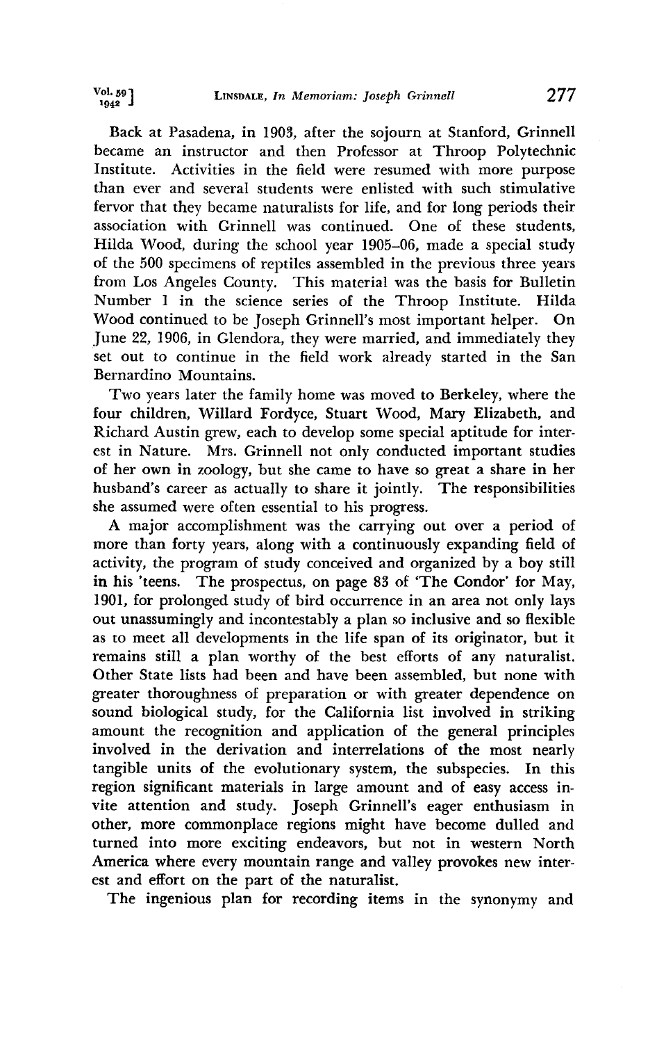Back at Pasadena, in 1903, after the sojourn at Stanford, Grinnell became an instructor and then Professor at Throop Polytechnic Institute. Activities in the field were resumed with more purpose than ever and several students were enlisted with such stimulative fervor that they became naturalists for life, and for long periods their association with Grinnell was continued. One of these students, Hilda Wood, during the school year 1905–06, made a special study of the 500 specimens of reptiles assembled in the previous three years from Los Angeles County. This material was the basis for Bulletin Number 1 in the science series of the Throop Institute. Hilda Wood continued to be Joseph Grinnell's most important helper. On June 22, 1906, in Glendora, they were married, and immediately they set out to continue in the field work already started in the San Bernardino Mountains.

Two years later the family home was moved to Berkeley, where the four children, Willard Fordyce, Stuart Wood, Mary Elizabeth, and Richard Austin grew, each to develop some special aptitude for interest in Nature. Mrs. Grinnell not only conducted important studies of her own in zoology, but she came to have so great a share in her husband's career as actually to share it jointly. The responsibilities she assumed were often essential to his progress.

A major accomplishment was the carrying out over a period of more than forty years, along with a continuously expanding field of activity, the program of study conceived and organized by a boy still in his 'teens. The prospectus, on page 83 of 'The Condor' for May, 1901, for prolonged study of bird occurrence in an area not only lays out unassumingly and incontestably a plan so inclusive and so flexible as to meet all developments in the life span of its originator, but it remains still a plan worthy of the best efforts of any naturalist. Other State lists had been and have been assembled, but none with greater thoroughness of preparation or with greater dependence on sound biological study, for the California list involved in striking amount the recognition and application of the general principles involved in the derivation and interrelations of the most nearly tangible units of the evolutionary system, the subspecies. In this region significant materials in large amount and of easy access invite attention and study. Joseph Grinnell's eager enthusiasm in other, more commonplace regions might have become dulled and turned into more exciting endeavors, but not in western North America where every mountain range and valley provokes new interest and effort on the part of the naturalist.

The ingenious plan for recording items in the synonymy and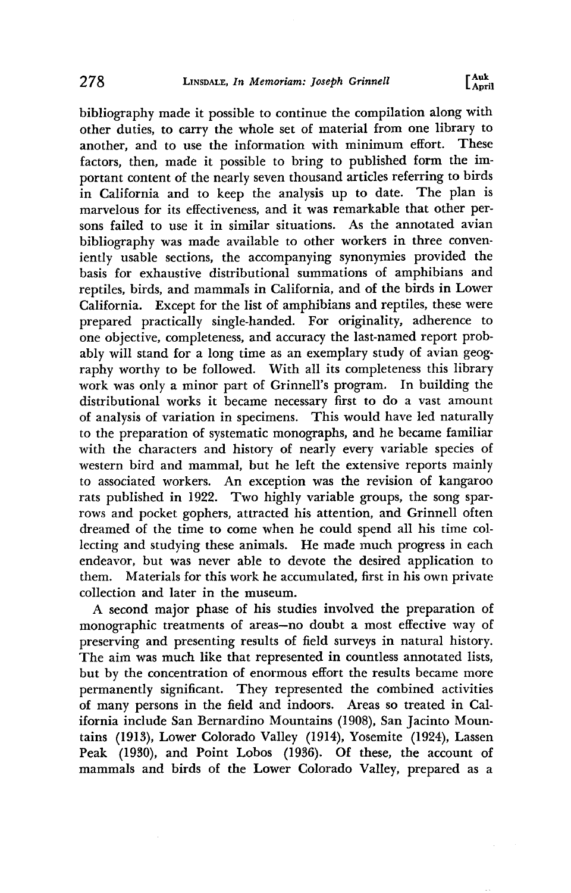bibliography made it possible to continue the compilation along with other duties, to carry the whole set of material from one library to another, and to use the information with minimum effort. These factors, then, made it possible to bring to published form the important content of the nearly seven thousand articles referring to birds in California and to keep the analysis up to date. The plan is marvelous for its effectiveness, and it was remarkable that other persons failed to use it in similar situations. As the annotated avian bibliography was made available to other workers in three conveniently usable sections, the accompanying synonymies provided the basis for exhaustive distributional summations of amphibians and reptiles, birds, and mammals in California, and of the birds in Lower California. Except for the list of amphibians and reptiles, these were prepared practically single-handed. For originality, adherence to one objective, completeness, and accuracy the last-named report probably will stand for a long time as an exemplary study of avian geography worthy to be followed. With all its completeness this library work was only a minor part of Grinnell's program. In building the distributional works it became necessary first to do a vast amount of analysis of variation in specimens. This would have led naturally to the preparation of systematic monographs, and he became familiar with the characters and history of nearly every variable species of western bird and mammal, but he left the extensive reports mainly to associated workers. An exception was the revision of kangaroo rats published in 1922. Two highly variable groups, the song sparrows and pocket gophers, attracted his attention, and Grinnell often dreamed of the time to come when he could spend all his time collecting and studying these animals. He made much progress in each endeavor, but was never able to devote the desired application to them. Materials for this work he accumulated, first in his own private collection and later in the museum.

A second major phase of his studies involved the preparation of monographic treatments of areas—no doubt a most effective way of preserving and presenting results of field surveys in natural history. The aim was much like that represented in countless annotated lists, but by the concentration of enormous effort the results became more permanently significant. They represented the combined activities of many persons in the field and indoors. Areas so treated in California include San Bernardino Mountains (1908), San Jacinto Mountains (1913), Lower Colorado Valley (1914), Yosemite (1924), Lassen Peak (1930), and Point Lobos (1936). Of these, the account of mammals and birds of the Lower Colorado Valley, prepared as a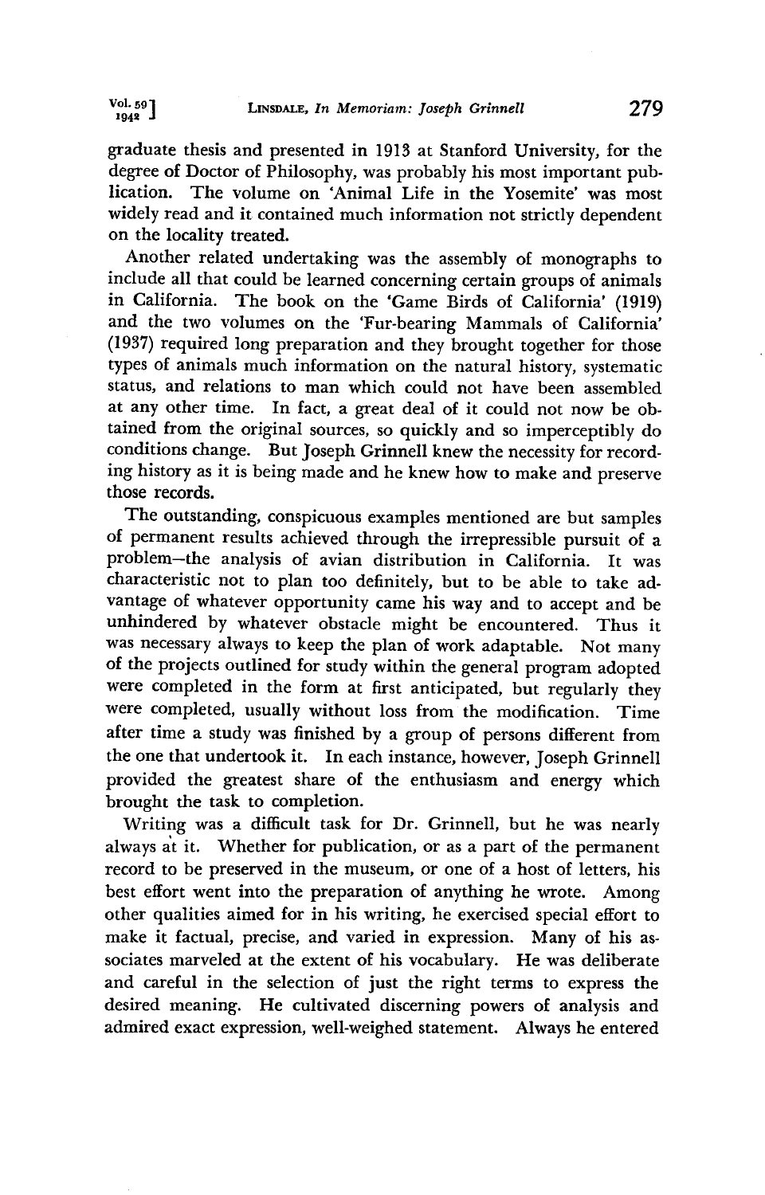graduate thesis and presented in 1913 at Stanford University, for the degree of Doctor of Philosophy, was probably his most important publication. The volume on 'Animal Life in the Yosemite' was most widely read and it contained much information not strictly dependent on the locality treated.

Another related undertaking was the assembly of monographs to include all that could be learned concerning certain groups of animals in California. The book on the 'Game Birds of California' (1919) and the two volumes on the 'Fur-bearing Mammals of California' (1937) required long preparation and they brought together for those types of animals much information on the natural history, systematic status, and relations to man which could not have been assembled at any other time. In fact, a great deal of it could not now be obtained from the original sources, so quickly and so imperceptibly do conditions change. But Joseph Grinnell knew the necessity for recording history as it is being made and he knew how to make and preserve those records.

The outstanding, conspicuous examples mentioned are but samples of permanent results achieved through the irrepressible pursuit of a problem—the analysis of avian distribution in California. It was characteristic not to plan too definitely, but to be able to take advantage of whatever opportunity came his way and to accept and be unhindered by whatever obstacle might be encountered. Thus it was necessary always to keep the plan of work adaptable. Not many of the projects outlined for study within the general program adopted were completed in the form at first anticipated, but regularly they were completed, usually without loss from the modification. Time after time a study was finished by a group of persons different from the one that undertook it. In each instance, however, Joseph Grinnell provided the greatest share of the enthusiasm and energy which brought the task to completion.

Writing was a difficult task for Dr. Grinnell, but he was nearly always at it. Whether for publication, or as a part of the permanent record to be preserved in the museum, or one of a host of letters, his best effort went into the preparation of anything he wrote. Among other qualities aimed for in his writing, he exercised special effort to make it factual, precise, and varied in expression. Many of his associates marveled at the extent of his vocabulary. He was deliberate and careful in the selection of just the right terms to express the desired meaning. He cultivated discerning powers of analysis and admired exact expression, well-weighed statement. Always he entered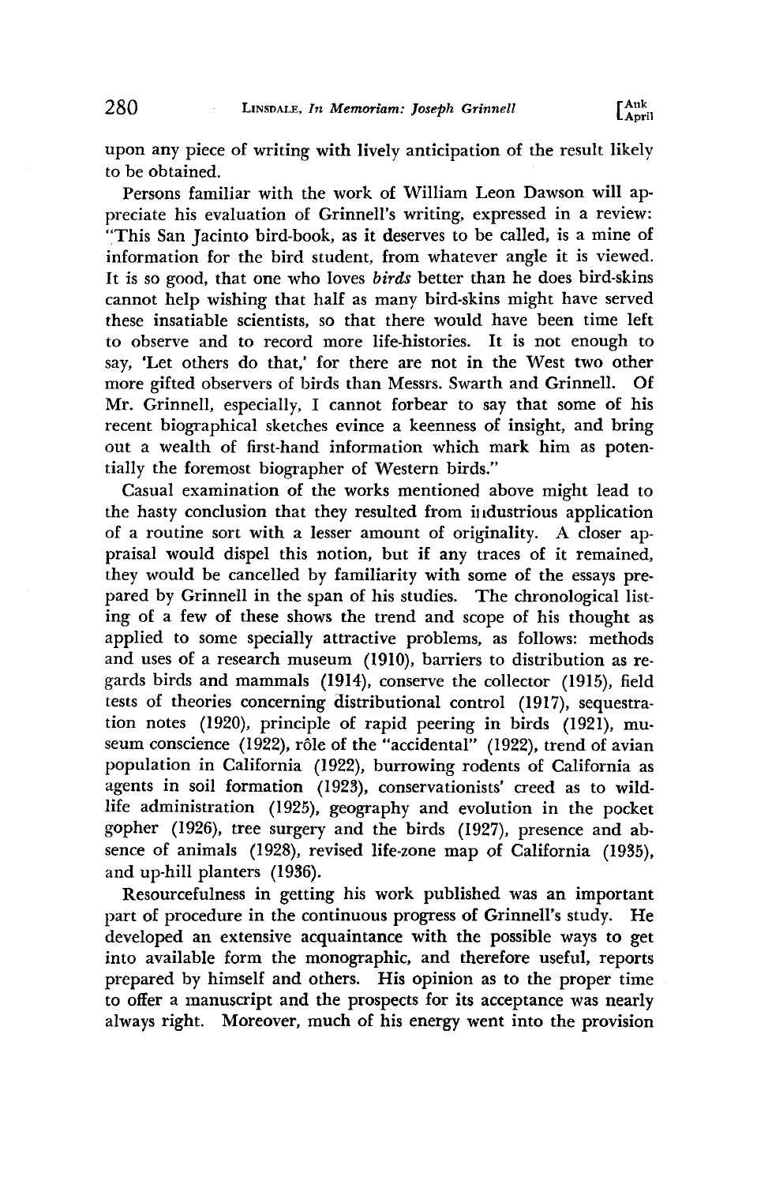upon any piece of writing with lively anticipation of the result likely to be obtained.

Persons familiar with the work of William Leon Dawson will appreciate his evaluation of Grinnell's writing, expressed in a review: "This San Jacinto bird-book, as it deserves to be called, is a mine of information for the bird student, from whatever angle it is viewed. It is so good, that one who loves *birds* better than he does bird-skins cannot help wishing that half as many bird-skins might have served these insatiable scientists, so that there would have been time left to observe and to record more life-histories. It is not enough to say, 'Let others do that,' for there are not in the West two other more gifted observers of birds than Messrs. Swarth and Grinnell. Of Mr. Grinnell, especially, I cannot forbear to say that some of his recent biographical sketches evince a keenness of insight, and bring out a wealth of first-hand information which mark him as potentially the foremost biographer of Western birds."

Casual examination of the works mentioned above might lead to the hasty conclusion that they resulted from industrious application of a routine sort with a lesser amount of originality. A closer appraisal would dispel this notion, but if any traces of it remained, they would be cancelled by familiarity with some of the essays prepared by Grinnell in the span of his studies. The chronological listing of a few of these shows the trend and scope of his thought as applied to some specially attractive problems, as follows: methods and uses of a research museum (1910), barriers to distribution as regards birds and mammals (1914), conserve the collector (1915), field tests of theories concerning distributional control (1917), sequestration notes (1920), principle of rapid peering in birds (1921), museum conscience (1922), rôle of the "accidental" (1922), trend of avian population in California (1922), burrowing rodents of California as agents in soil formation (1923), conservationists' creed as to wildlife administration (1925), geography and evolution in the pocket gopher (1926), tree surgery and the birds (1927), presence and absence of animals (1928), revised life-zone map of California (1935), and up-hill planters (1936).

Resourcefulness in getting his work published was an important part of procedure in the continuous progress of Grinnell's study. He developed an extensive acquaintance with the possible ways to get into available form the monographic, and therefore useful, reports prepared by himself and others. His opinion as to the proper time to offer a manuscript and the prospects for its acceptance was nearly always right. Moreover, much of his energy went into the provision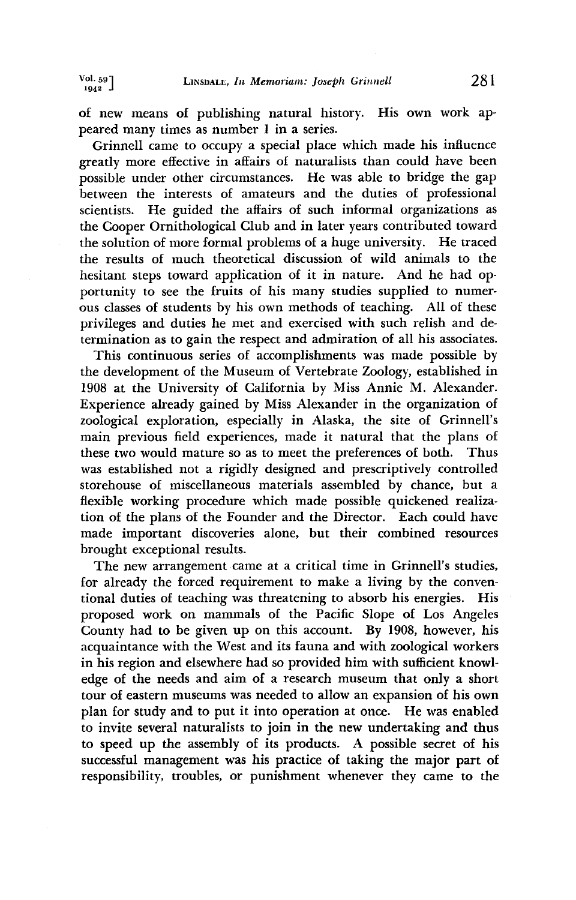of new means of publishing natural history. His own work appeared many times as number 1 in a series.

Grinnell came to occupy a special place which made his influence greatly more effective in affairs of naturalists than could have been possible under other circumstances. He was able to bridge the gap between the interests of amateurs and the duties of professional scientists. He guided the affairs of such informal organizations as the Cooper Ornithological Club and in later years contributed toward the solution of more formal problems of a huge university. He traced the results of much theoretical discussion of wild animals to the hesitant steps toward application of it in nature. And he had opportunity to see the fruits of his many studies supplied to numerous classes of students by his own methods of teaching. All of these privileges and duties he met and exercised with such relish and determination as to gain the respect and admiration of all his associates.

This continuous series of accomplishments was made possible by the development of the Museum of Vertebrate Zoology, established in 1908 at the University of California by Miss Annie M. Alexander. Experience already gained by Miss Alexander in the organization of zoological exploration, especially in Alaska, the site of Grinnell's main previous field experiences, made it natural that the plans of these two would mature so as to meet the preferences of both. Thus was established not a rigidly designed and prescriptively controlled storehouse of miscellaneous materials assembled by chance, but a flexible working procedure which made possible quickened realization of the plans of the Founder and the Director. Each could have made important discoveries alone, but their combined resources brought exceptional results.

The new arrangement came at a critical time in Grinnell's studies, for already the forced requirement to make a living by the conventional duties of teaching was threatening to absorb his energies. His proposed work on mammals of the Pacific Slope of Los Angeles County had to be given up on this account. By 1908, however, his acquaintance with the West and its fauna and with zoological workers in his region and elsewhere had so provided him with sufficient knowledge of the needs and aim of a research museum that only a short tour of eastern museums was needed to allow an expansion of his own plan for study and to put it into operation at once. He was enabled to invite several naturalists to join in the new undertaking and thus to speed up the assembly of its products. A possible secret of his successful management was his practice of taking the major part of responsibility, troubles, or punishment whenever they came to the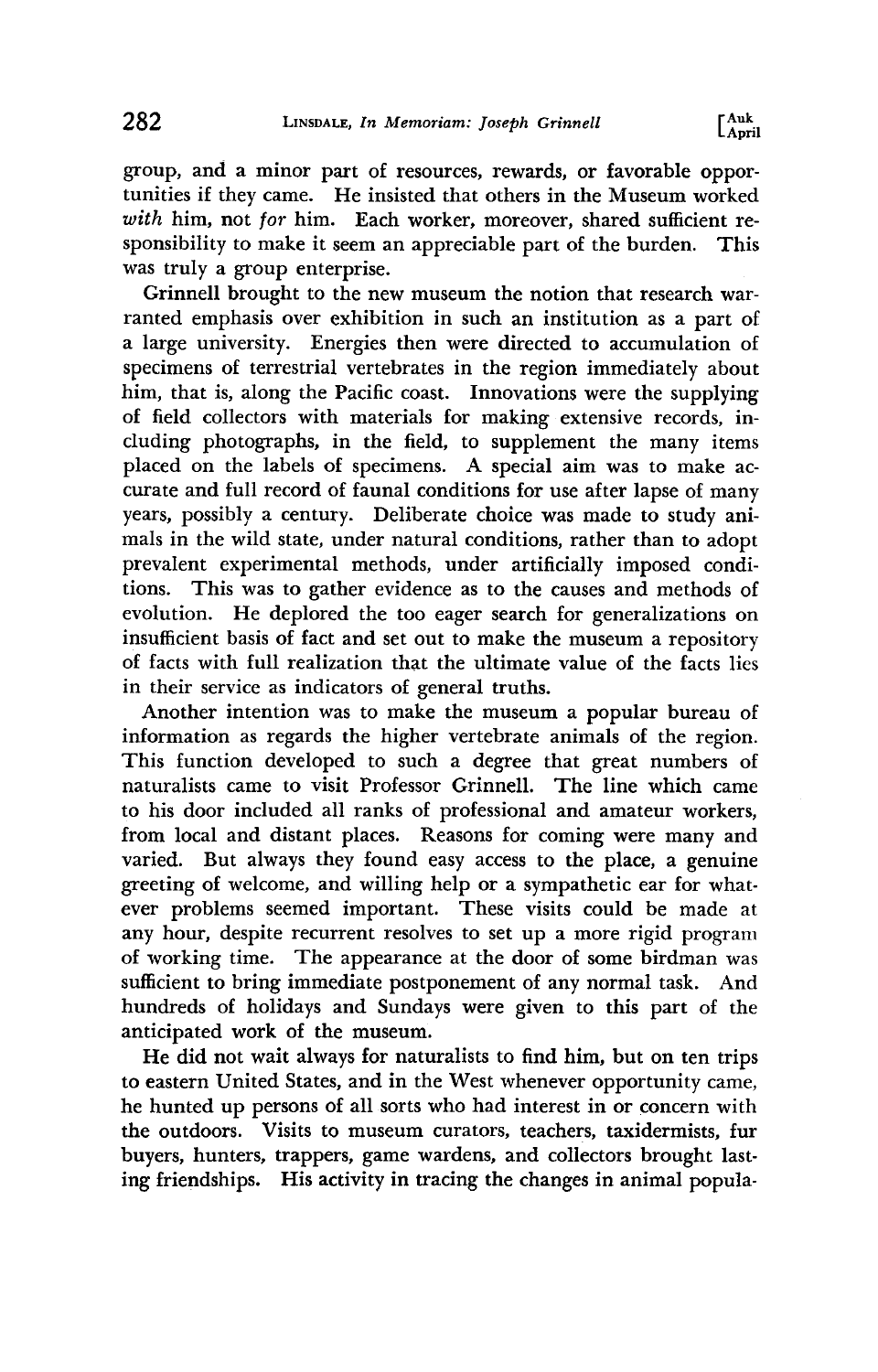group, and a minor part of resources, rewards, or favorable opportunities if they came. He insisted that others in the Museum worked *with* him, not *for* him. Each worker, moreover, shared sufficient responsibility to make it seem an appreciable part of the burden. This was truly a group enterprise.

Grinnell brought to the new museum the notion that research warranted emphasis over exhibition in such an institution as a part of a large university. Energies then were directed to accumulation of specimens of terrestrial vertebrates in the region immediately about him, that is, along the Pacific coast. Innovations were the supplying of field collectors with materials for making extensive records, including photographs, in the field, to supplement the many items placed on the labels of specimens. A special aim was to make accurate and full record of faunal conditions for use after lapse of many years, possibly a century. Deliberate choice was made to study animals in the wild state, under natural conditions, rather than to adopt prevalent experimental methods, under artificially imposed conditions. This was to gather evidence as to the causes and methods of evolution. He deplored the too eager search for generalizations on insufficient basis of fact and set out to make the museum a repository of facts with full realization that the ultimate value of the facts lies in their service as indicators of general truths.

Another intention was to make the museum a popular bureau of information as regards the higher vertebrate animals of the region. This function developed to such a degree that great numbers of naturalists came to visit Professor Grinnell. The line which came to his door included all ranks of professional and amateur workers, from local and distant places. Reasons for coming were many and varied. But always they found easy access to the place, a genuine greeting of welcome, and willing help or a sympathetic ear for whatever problems seemed important. These visits could be made at any hour, despite recurrent resolves to set up a more rigid program of working time. The appearance at the door of some birdman was sufficient to bring immediate postponement of any normal task. And hundreds of holidays and Sundays were given to this part of the anticipated work of the museum.

He did not wait always for naturalists to find him, but on ten trips to eastern United States, and in the West whenever opportunity came, he hunted up persons of all sorts who had interest in or concern with the outdoors. Visits to museum curators, teachers, taxidermists, fur buyers, hunters, trappers, game wardens, and collectors brought lasting friendships. His activity in tracing the changes in animal popula-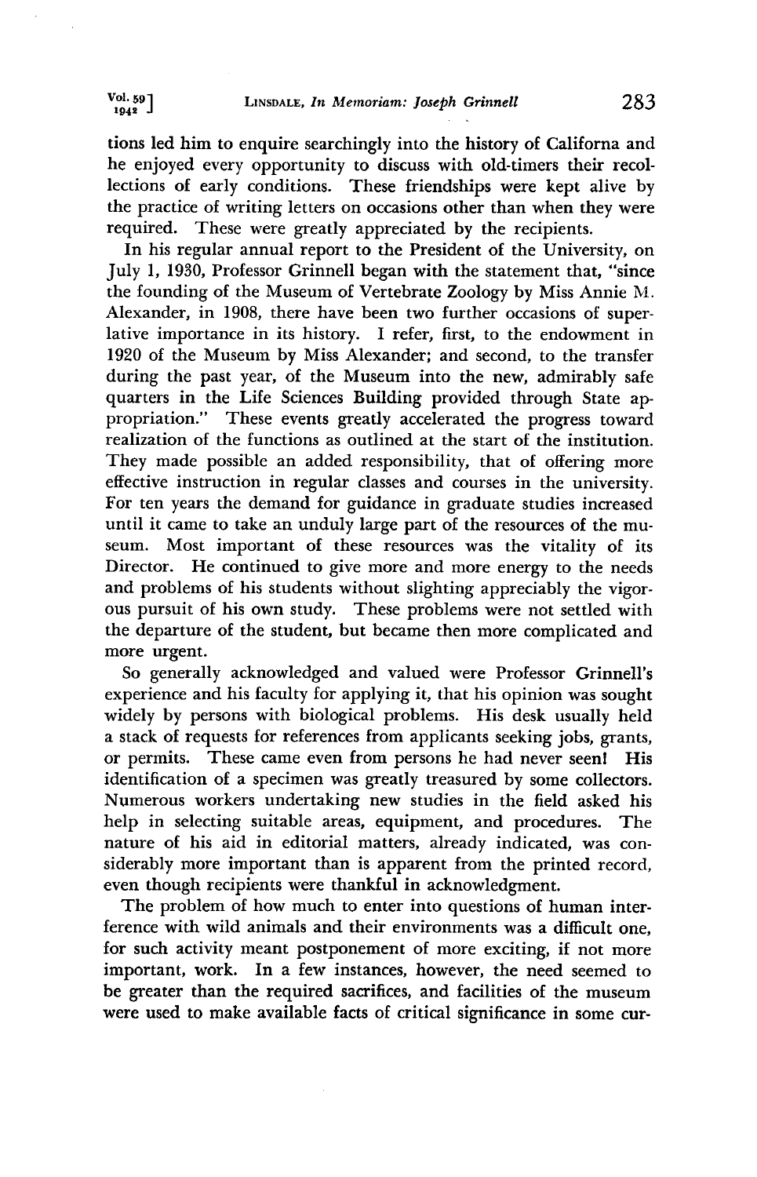tions led him to enquire searchingly into the history of Californa and he enjoyed every opportunity to discuss with old-timers their recollections of early conditions. These friendships were kept alive by the practice of writing letters on occasions other than when they were required. These were greatly appreciated by the recipients.

In his regular annual report to the President of the University, on July 1, 1930, Professor Grinnell began with the statement that, "since the founding of the Museum of Vertebrate Zoology by Miss Annie M. Alexander, in 1908, there have been two further occasions of superlative importance in its history. I refer, first, to the endowment in 1920 of the Museum by Miss Alexander; and second, to the transfer during the past year, of the Museum into the new, admirably safe quarters in the Life Sciences Building provided through State appropriation." These events greatly accelerated the progress toward realization of the functions as outlined at the start of the institution. They made possible an added responsibility, that of offering more effective instruction in regular classes and courses in the university. For ten years the demand for guidance in graduate studies increased until it came to take an unduly large part of the resources of the museum. Most important of these resources was the vitality of its Director. He continued to give more and more energy to the needs and problems of his students without slighting appreciably the vigorous pursuit of his own study. These problems were not settled with the departure of the student, but became then more complicated and more urgent.

So generally acknowledged and valued were Professor Grinnell's experience and his faculty for applying it, that his opinion was sought widely by persons with biological problems. His desk usually held a stack of requests for references from applicants seeking jobs, grants, or permits. These came even from persons he had never seen! His identification of a specimen was greatly treasured by some collectors. Numerous workers undertaking new studies in the field asked his help in selecting suitable areas, equipment, and procedures. The nature of his aid in editorial matters, already indicated, was considerably more important than is apparent from the printed record, even though recipients were thankful in acknowledgment.

The problem of how much to enter into questions of human interference with wild animals and their environments was a difficult one, for such activity meant postponement of more exciting, if not more important, work. In a few instances, however, the need seemed to be greater than the required sacrifices, and facilities of the museum were used to make available facts of critical significance in some cur-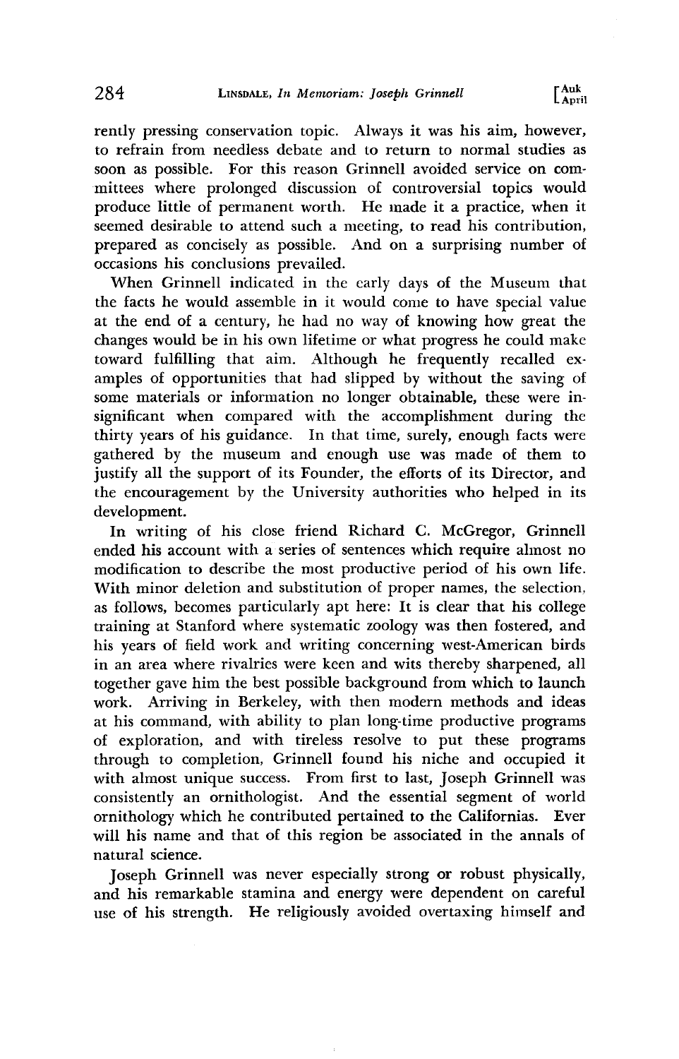rently pressing conservation topic. Always it was his aim, however, to refrain from needless debate and to return to normal studies as soon as possible. For this reason Grinnell avoided service on committees where prolonged discussion of controversial topics would produce little of permanent worth. He made it a practice, when it seemed desirable to attend such a meeting, to read his contribution, prepared as concisely as possible. And on a surprising number of occasions his conclusions prevailed.

When Grinnell indicated in the early days of the Museum that the facts he would assemble in it would come to have special value at the end of a century, he had no way of knowing how great the changes would be in his own lifetime or what progress he could make toward fulfilling that aim. Although he frequently recalled examples of opportunities that had slipped by without the saving of some materials or information no longer obtainable, these were insignificant when compared with the accomplishment during the thirty years of his guidance. In that time, surely, enough facts were gathered by the museum and enough use was made of them to justify all the support of its Founder, the efforts of its Director, and the encouragement by the University authorities who helped in its development.

In writing of his close friend Richard C. McGregor, Grinnell ended his account with a series of sentences which require almost no modification to describe the most productive period of his own life. With minor deletion and substitution of proper names, the selection, as follows, becomes particularly apt here: It is clear that his college training at Stanford where systematic zoology was then fostered, and his years of field work and writing concerning west-American birds in an area where rivalries were keen and wits thereby sharpened, all together gave him the best possible background from which to launch work. Arriving in Berkeley, with then modern methods and ideas at his command, with ability to plan long-time productive programs of exploration, and with tireless resolve to put these programs through to completion, Grinnell found his niche and occupied it with almost unique success. From first to last, Joseph Grinnell was consistently an ornithologist. And the essential segment of world ornithology which he contributed pertained to the Californias. Ever will his name and that of this region be associated in the annals of natural science.

Joseph Grinnell was never especially strong or robust physically, and his remarkable stamina and energy were dependent on careful use of his strength. He religiously avoided overtaxing himself and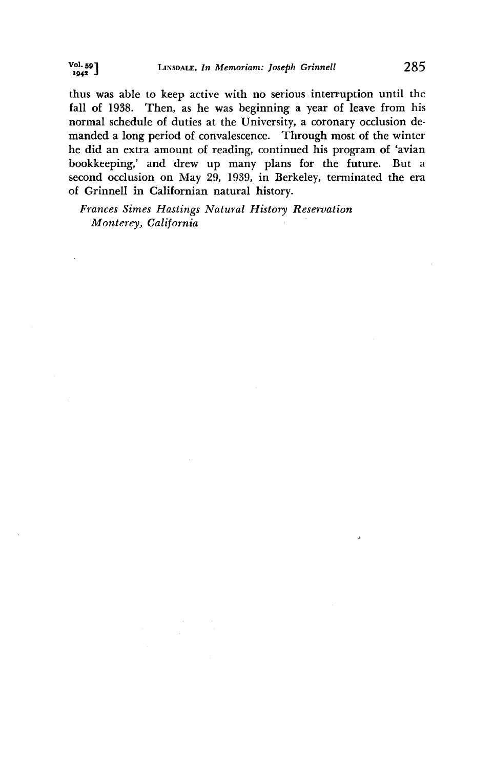thus was able to keep active with no serious interruption until the fall of 1938. Then, as he was beginning a year of leave from his normal schedule of duties at the University, a coronary occlusion demanded a long period of convalescence. Through most of the winter he did an extra amount of reading, continued his program of 'avian bookkeeping,' and drew up many plans for the future. But a second occlusion on May 29, 1939, in Berkeley, terminated the era of Grinnell in Californian natural history.

*Frances Simes Hastings Natural History Reservation*
*Monterey, California*